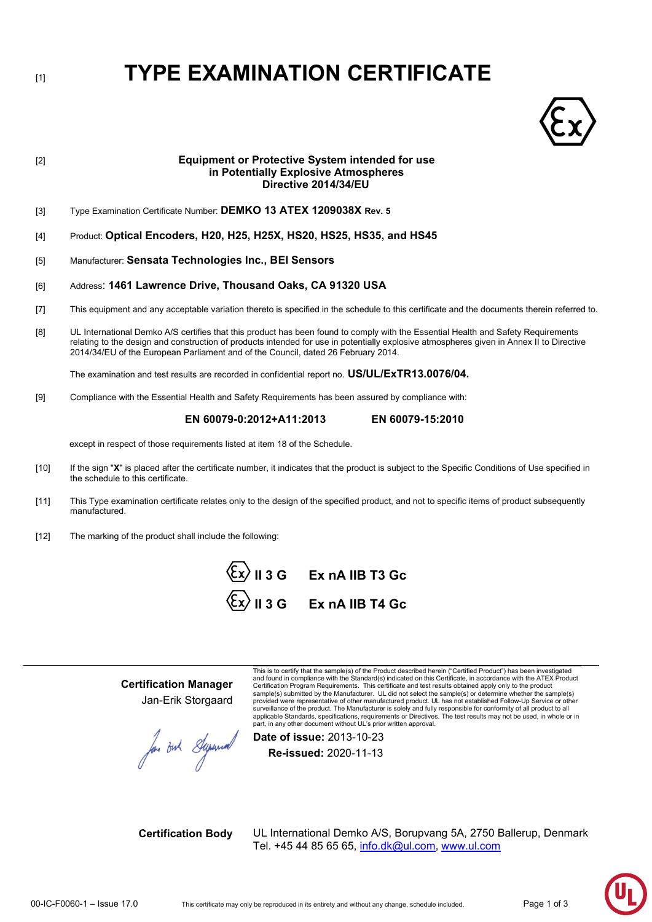[1]

# TYPE EXAMINATION CERTIFICATE

[2]

**Equipment or Protective System intended for use in Potentially Explosive Atmospheres Directive 2014/34/EU**

[3] Type Examination Certificate Number: **DEMKO 13 ATEX 1209038X Rev. 5**

[4] Product: **Optical Encoders, H20, H25, H25X, HS20, HS25, HS35, and HS45**

[5] Manufacturer: **Sensata Technologies Inc., BEI Sensors**

[6] Address: **1461 Lawrence Drive, Thousand Oaks, CA 91320 USA**

[7] This equipment and any acceptable variation thereto is specified in the schedule to this certificate and the documents therein referred to.

[8] UL International Demko A/S certifies that this product has been found to comply with the Essential Health and Safety Requirements relating to the design and construction of products intended for use in potentially explosive atmospheres given in Annex II to Directive 2014/34/EU of the European Parliament and of the Council, dated 26 February 2014.

The examination and test results are recorded in confidential report no. **US/UL/ExTR13.0076/04.**

[9] Compliance with the Essential Health and Safety Requirements has been assured by compliance with:

**EN 60079-0:2012+A11:2013** **EN 60079-15:2010**

except in respect of those requirements listed at item 18 of the Schedule.

[10] If the sign "**X**" is placed after the certificate number, it indicates that the product is subject to the Specific Conditions of Use specified in the schedule to this certificate.

[11] This Type examination certificate relates only to the design of the specified product, and not to specific items of product subsequently manufactured.

[12] The marking of the product shall include the following:

**Ex II 3 G Ex nA IIB T3 Gc**

**Ex II 3 G Ex nA IIB T4 Gc**

**Certification Manager**
Jan-Erik Storgaard

This is to certify that the sample(s) of the Product described herein ("Certified Product") has been investigated and found in compliance with the Standard(s) indicated on this Certificate, in accordance with the ATEX Product Certification Program Requirements. This certificate and test results obtained apply only to the product sample(s) submitted by the Manufacturer. UL did not select the sample(s) or determine whether the sample(s) provided were representative of other manufactured product. UL has not established Follow-Up Service or other surveillance of the product. The Manufacturer is solely and fully responsible for conformity of all product to all applicable Standards, specifications, requirements or Directives. The test results may not be used, in whole or in part, in any other document without UL's prior written approval.

**Date of issue:** 2013-10-23
**Re-issued:** 2020-11-13

**Certification Body** UL International Demko A/S, Borupvang 5A, 2750 Ballerup, Denmark
Tel. +45 44 85 65 65, info.dk@ul.com, www.ul.com

00-IC-F0060-1 – Issue 17.0 This certificate may only be reproduced in its entirety and without any change, schedule included.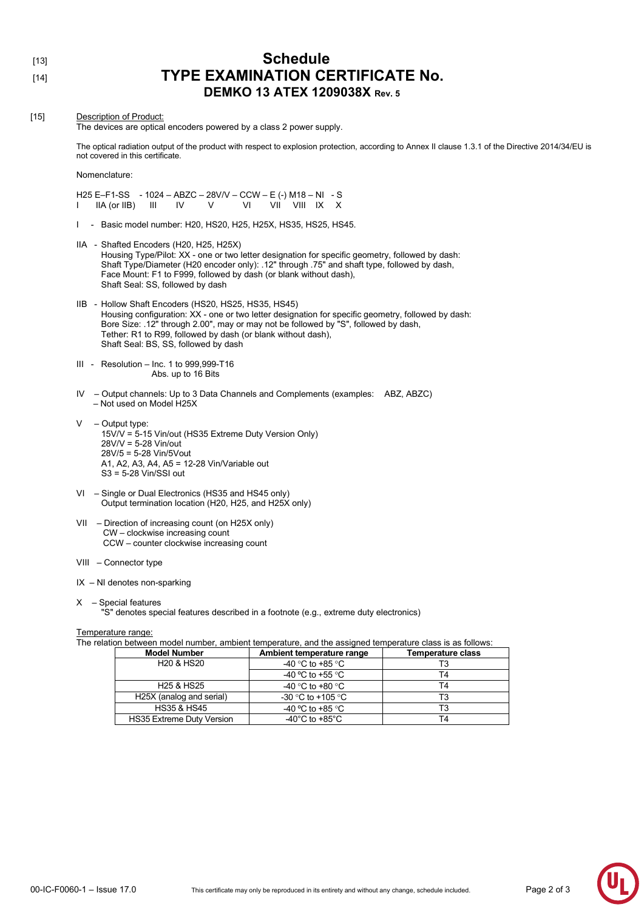[13]
# Schedule

[14]
# TYPE EXAMINATION CERTIFICATE No.
## DEMKO 13 ATEX 1209038X Rev. 5

[15] Description of Product:

The devices are optical encoders powered by a class 2 power supply.

The optical radiation output of the product with respect to explosion protection, according to Annex II clause 1.3.1 of the Directive 2014/34/EU is not covered in this certificate.

Nomenclature:

```
H25 E–F1-SS   - 1024 – ABZC – 28V/V – CCW – E (-) M18 – NI  - S
I     IIA (or IIB)   III      IV        V          VI      VII   VIII  IX   X
```

- I - Basic model number: H20, HS20, H25, H25X, HS35, HS25, HS45.
- IIA - Shafted Encoders (H20, H25, H25X)
  Housing Type/Pilot: XX - one or two letter designation for specific geometry, followed by dash:
  Shaft Type/Diameter (H20 encoder only): .12" through .75" and shaft type, followed by dash,
  Face Mount: F1 to F999, followed by dash (or blank without dash),
  Shaft Seal: SS, followed by dash
- IIB - Hollow Shaft Encoders (HS20, HS25, HS35, HS45)
  Housing configuration: XX - one or two letter designation for specific geometry, followed by dash:
  Bore Size: .12" through 2.00", may or may not be followed by "S", followed by dash,
  Tether: R1 to R99, followed by dash (or blank without dash),
  Shaft Seal: BS, SS, followed by dash
- III - Resolution – Inc. 1 to 999,999-T16
  Abs. up to 16 Bits
- IV – Output channels: Up to 3 Data Channels and Complements (examples: ABZ, ABZC)
  – Not used on Model H25X
- V – Output type:
  15V/V = 5-15 Vin/out (HS35 Extreme Duty Version Only)
  28V/V = 5-28 Vin/out
  28V/5 = 5-28 Vin/5Vout
  A1, A2, A3, A4, A5 = 12-28 Vin/Variable out
  S3 = 5-28 Vin/SSI out
- VI – Single or Dual Electronics (HS35 and HS45 only)
  Output termination location (H20, H25, and H25X only)
- VII – Direction of increasing count (on H25X only)
  CW – clockwise increasing count
  CCW – counter clockwise increasing count
- VIII – Connector type
- IX – NI denotes non-sparking
- X – Special features
  "S" denotes special features described in a footnote (e.g., extreme duty electronics)

Temperature range:

The relation between model number, ambient temperature, and the assigned temperature class is as follows:

| Model Number | Ambient temperature range | Temperature class |
|---|---|---|
| H20 & HS20 | -40 °C to +85 °C | T3 |
| | -40 ºC to +55 °C | T4 |
| H25 & HS25 | -40 °C to +80 °C | T4 |
| H25X (analog and serial) | -30 °C to +105 °C | T3 |
| HS35 & HS45 | -40 ºC to +85 °C | T3 |
| HS35 Extreme Duty Version | -40°C to +85°C | T4 |

00-IC-F0060-1 – Issue 17.0 This certificate may only be reproduced in its entirety and without any change, schedule included.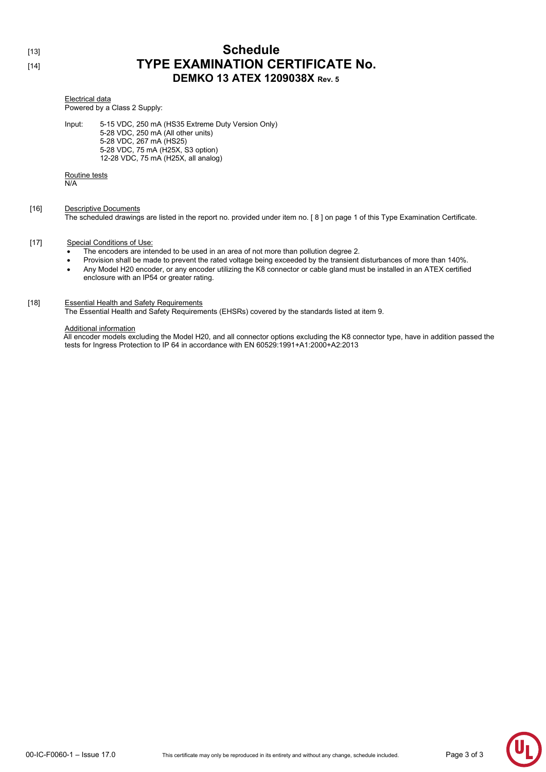[13]
[14]

# Schedule
# TYPE EXAMINATION CERTIFICATE No.
## DEMKO 13 ATEX 1209038X Rev. 5

Electrical data

Powered by a Class 2 Supply:

Input:
- 5-15 VDC, 250 mA (HS35 Extreme Duty Version Only)
- 5-28 VDC, 250 mA (All other units)
- 5-28 VDC, 267 mA (HS25)
- 5-28 VDC, 75 mA (H25X, S3 option)
- 12-28 VDC, 75 mA (H25X, all analog)

Routine tests

N/A

[16] Descriptive Documents

The scheduled drawings are listed in the report no. provided under item no. [ 8 ] on page 1 of this Type Examination Certificate.

[17] Special Conditions of Use:

- The encoders are intended to be used in an area of not more than pollution degree 2.
- Provision shall be made to prevent the rated voltage being exceeded by the transient disturbances of more than 140%.
- Any Model H20 encoder, or any encoder utilizing the K8 connector or cable gland must be installed in an ATEX certified enclosure with an IP54 or greater rating.

[18] Essential Health and Safety Requirements

The Essential Health and Safety Requirements (EHSRs) covered by the standards listed at item 9.

Additional information

All encoder models excluding the Model H20, and all connector options excluding the K8 connector type, have in addition passed the tests for Ingress Protection to IP 64 in accordance with EN 60529:1991+A1:2000+A2:2013

00-IC-F0060-1 – Issue 17.0

This certificate may only be reproduced in its entirety and without any change, schedule included.